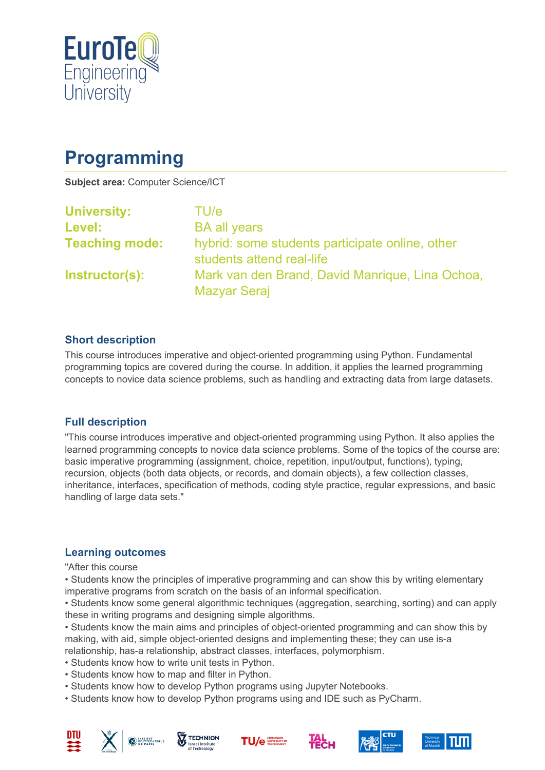# Programming

**Subject area:** Computer Science/ICT

| | |
|---|---|
| **University:** | TU/e |
| **Level:** | BA all years |
| **Teaching mode:** | hybrid: some students participate online, other students attend real-life |
| **Instructor(s):** | Mark van den Brand, David Manrique, Lina Ochoa, Mazyar Seraj |

## Short description

This course introduces imperative and object-oriented programming using Python. Fundamental programming topics are covered during the course. In addition, it applies the learned programming concepts to novice data science problems, such as handling and extracting data from large datasets.

## Full description

"This course introduces imperative and object-oriented programming using Python. It also applies the learned programming concepts to novice data science problems. Some of the topics of the course are: basic imperative programming (assignment, choice, repetition, input/output, functions), typing, recursion, objects (both data objects, or records, and domain objects), a few collection classes, inheritance, interfaces, specification of methods, coding style practice, regular expressions, and basic handling of large data sets."

## Learning outcomes

"After this course

- Students know the principles of imperative programming and can show this by writing elementary imperative programs from scratch on the basis of an informal specification.
- Students know some general algorithmic techniques (aggregation, searching, sorting) and can apply these in writing programs and designing simple algorithms.
- Students know the main aims and principles of object-oriented programming and can show this by making, with aid, simple object-oriented designs and implementing these; they can use is-a relationship, has-a relationship, abstract classes, interfaces, polymorphism.
- Students know how to write unit tests in Python.
- Students know how to map and filter in Python.
- Students know how to develop Python programs using Jupyter Notebooks.
- Students know how to develop Python programs using and IDE such as PyCharm.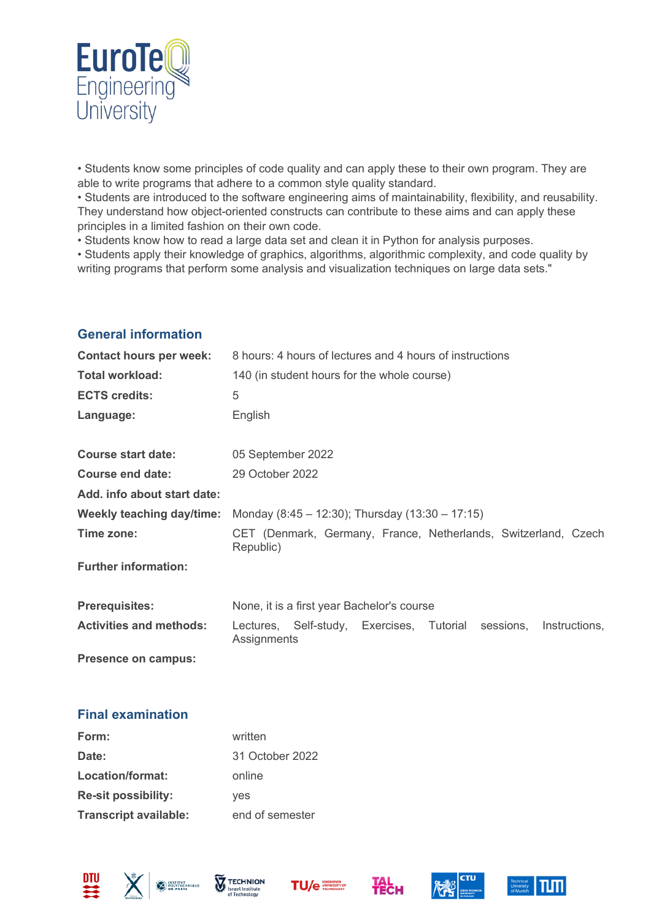• Students know some principles of code quality and can apply these to their own program. They are able to write programs that adhere to a common style quality standard.
• Students are introduced to the software engineering aims of maintainability, flexibility, and reusability. They understand how object-oriented constructs can contribute to these aims and can apply these principles in a limited fashion on their own code.
• Students know how to read a large data set and clean it in Python for analysis purposes.
• Students apply their knowledge of graphics, algorithms, algorithmic complexity, and code quality by writing programs that perform some analysis and visualization techniques on large data sets."

## General information

| | |
|---|---|
| **Contact hours per week:** | 8 hours: 4 hours of lectures and 4 hours of instructions |
| **Total workload:** | 140 (in student hours for the whole course) |
| **ECTS credits:** | 5 |
| **Language:** | English |
| | |
| **Course start date:** | 05 September 2022 |
| **Course end date:** | 29 October 2022 |
| **Add. info about start date:** | |
| **Weekly teaching day/time:** | Monday (8:45 – 12:30); Thursday (13:30 – 17:15) |
| **Time zone:** | CET (Denmark, Germany, France, Netherlands, Switzerland, Czech Republic) |
| **Further information:** | |
| | |
| **Prerequisites:** | None, it is a first year Bachelor's course |
| **Activities and methods:** | Lectures, Self-study, Exercises, Tutorial sessions, Instructions, Assignments |
| **Presence on campus:** | |

## Final examination

| | |
|---|---|
| **Form:** | written |
| **Date:** | 31 October 2022 |
| **Location/format:** | online |
| **Re-sit possibility:** | yes |
| **Transcript available:** | end of semester |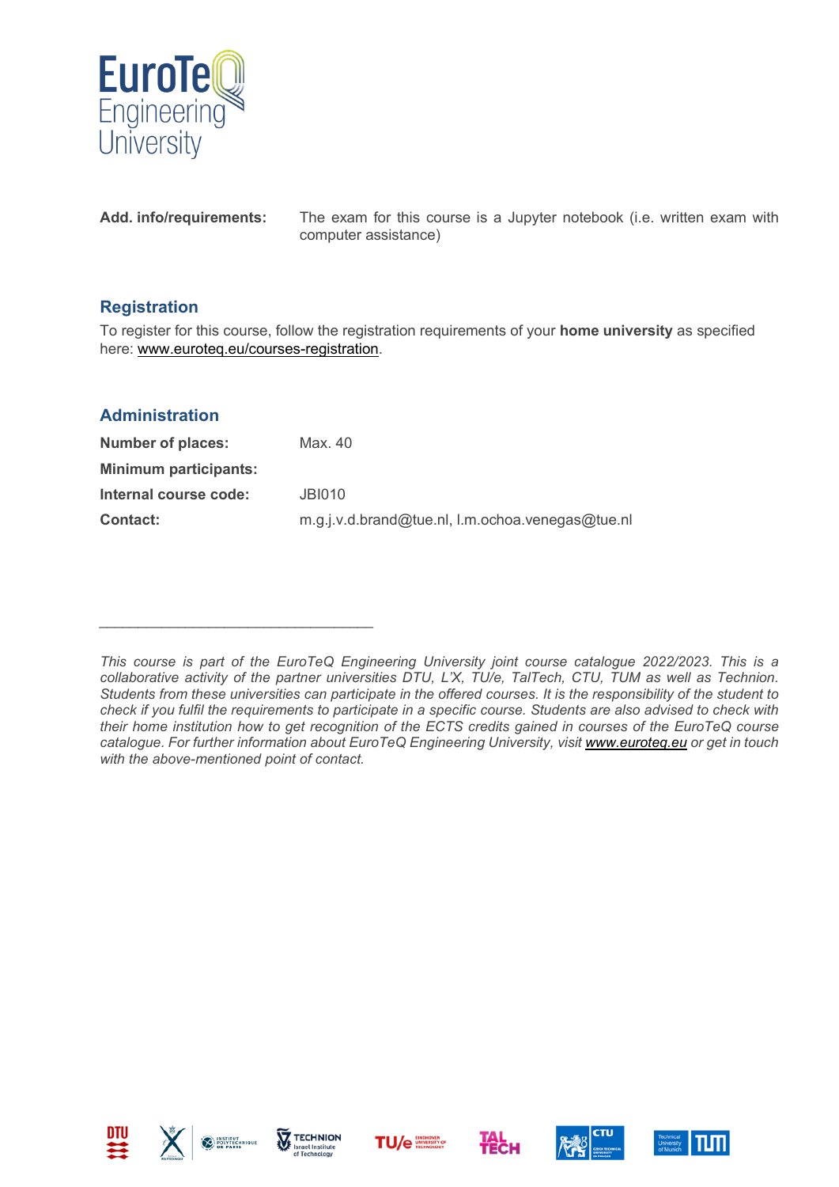| | |
|---|---|
| **Add. info/requirements:** | The exam for this course is a Jupyter notebook (i.e. written exam with computer assistance) |

## Registration

To register for this course, follow the registration requirements of your **home university** as specified here: www.euroteq.eu/courses-registration.

## Administration

| | |
|---|---|
| **Number of places:** | Max. 40 |
| **Minimum participants:** | |
| **Internal course code:** | JBI010 |
| **Contact:** | m.g.j.v.d.brand@tue.nl, l.m.ochoa.venegas@tue.nl |

---

*This course is part of the EuroTeQ Engineering University joint course catalogue 2022/2023. This is a collaborative activity of the partner universities DTU, L'X, TU/e, TalTech, CTU, TUM as well as Technion. Students from these universities can participate in the offered courses. It is the responsibility of the student to check if you fulfil the requirements to participate in a specific course. Students are also advised to check with their home institution how to get recognition of the ECTS credits gained in courses of the EuroTeQ course catalogue. For further information about EuroTeQ Engineering University, visit www.euroteq.eu or get in touch with the above-mentioned point of contact.*